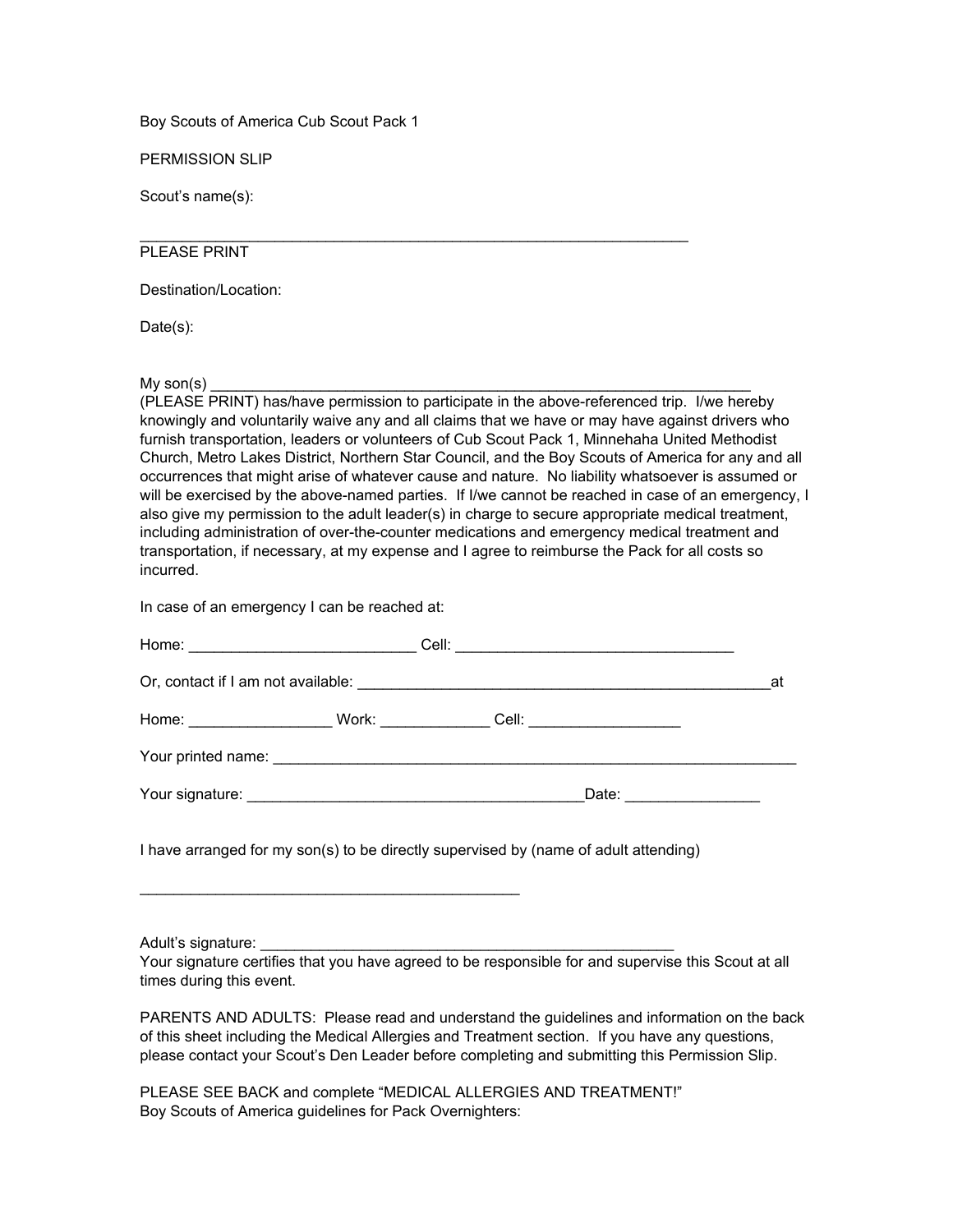Boy Scouts of America Cub Scout Pack 1

PERMISSION SLIP

Scout's name(s):

_________________________________________________________________
PLEASE PRINT

Destination/Location:

Date(s):

My son(s) _________________________________________________________________
(PLEASE PRINT) has/have permission to participate in the above-referenced trip. I/we hereby knowingly and voluntarily waive any and all claims that we have or may have against drivers who furnish transportation, leaders or volunteers of Cub Scout Pack 1, Minnehaha United Methodist Church, Metro Lakes District, Northern Star Council, and the Boy Scouts of America for any and all occurrences that might arise of whatever cause and nature. No liability whatsoever is assumed or will be exercised by the above-named parties. If I/we cannot be reached in case of an emergency, I also give my permission to the adult leader(s) in charge to secure appropriate medical treatment, including administration of over-the-counter medications and emergency medical treatment and transportation, if necessary, at my expense and I agree to reimburse the Pack for all costs so incurred.

In case of an emergency I can be reached at:

Home: ___________________________ Cell: _________________________________

Or, contact if I am not available: ___________________________________________________at

Home: _________________ Work: _____________ Cell: __________________

Your printed name: _______________________________________________________________

Your signature: ________________________________________Date: ________________

I have arranged for my son(s) to be directly supervised by (name of adult attending)

______________________________________________

Adult's signature: _________________________________________________
Your signature certifies that you have agreed to be responsible for and supervise this Scout at all times during this event.

PARENTS AND ADULTS: Please read and understand the guidelines and information on the back of this sheet including the Medical Allergies and Treatment section. If you have any questions, please contact your Scout's Den Leader before completing and submitting this Permission Slip.

PLEASE SEE BACK and complete "MEDICAL ALLERGIES AND TREATMENT!"
Boy Scouts of America guidelines for Pack Overnighters: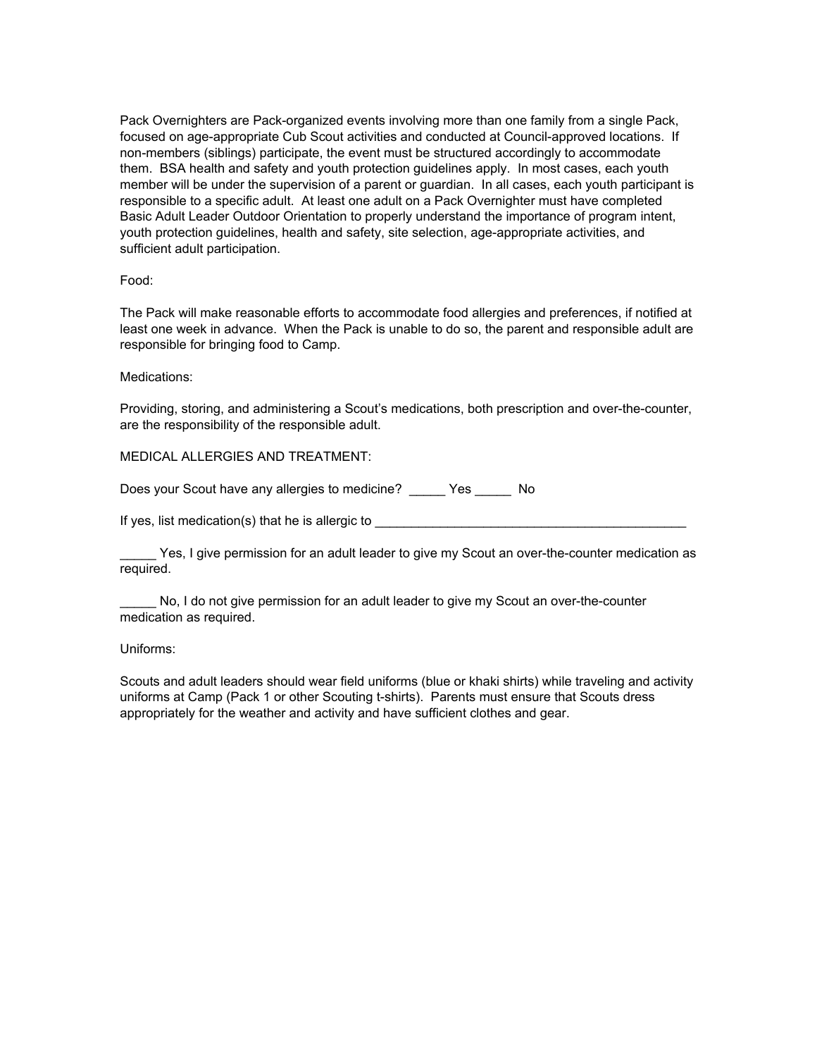Pack Overnighters are Pack-organized events involving more than one family from a single Pack, focused on age-appropriate Cub Scout activities and conducted at Council-approved locations. If non-members (siblings) participate, the event must be structured accordingly to accommodate them. BSA health and safety and youth protection guidelines apply. In most cases, each youth member will be under the supervision of a parent or guardian. In all cases, each youth participant is responsible to a specific adult. At least one adult on a Pack Overnighter must have completed Basic Adult Leader Outdoor Orientation to properly understand the importance of program intent, youth protection guidelines, health and safety, site selection, age-appropriate activities, and sufficient adult participation.

Food:

The Pack will make reasonable efforts to accommodate food allergies and preferences, if notified at least one week in advance. When the Pack is unable to do so, the parent and responsible adult are responsible for bringing food to Camp.

Medications:

Providing, storing, and administering a Scout's medications, both prescription and over-the-counter, are the responsibility of the responsible adult.

MEDICAL ALLERGIES AND TREATMENT:

Does your Scout have any allergies to medicine? _____ Yes _____ No

If yes, list medication(s) that he is allergic to ____________________________________________

_____ Yes, I give permission for an adult leader to give my Scout an over-the-counter medication as required.

_____ No, I do not give permission for an adult leader to give my Scout an over-the-counter medication as required.

Uniforms:

Scouts and adult leaders should wear field uniforms (blue or khaki shirts) while traveling and activity uniforms at Camp (Pack 1 or other Scouting t-shirts). Parents must ensure that Scouts dress appropriately for the weather and activity and have sufficient clothes and gear.